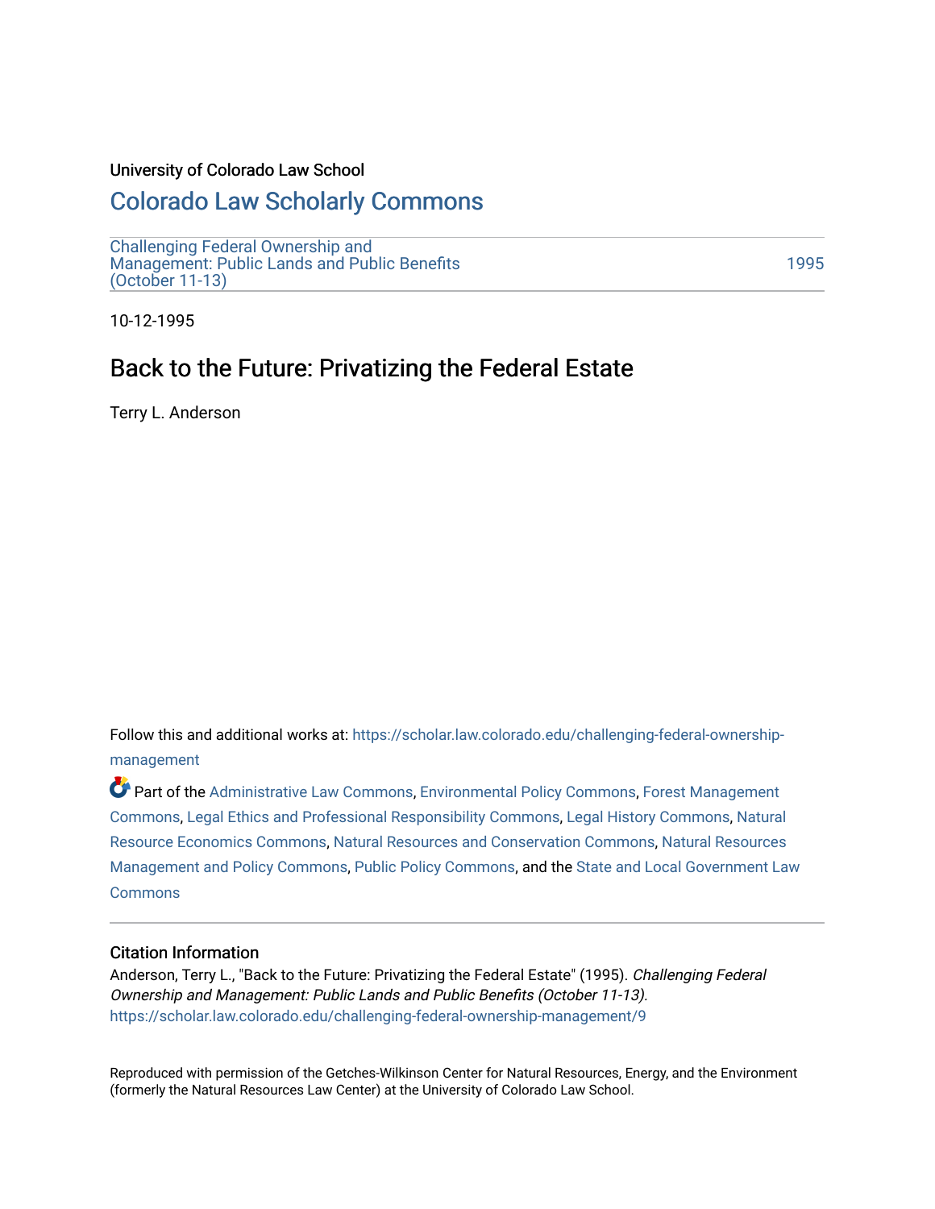University of Colorado Law School

# Colorado Law Scholarly Commons

Challenging Federal Ownership and Management: Public Lands and Public Benefits (October 11-13)

1995

10-12-1995

## Back to the Future: Privatizing the Federal Estate

Terry L. Anderson

Follow this and additional works at: https://scholar.law.colorado.edu/challenging-federal-ownership-management

Part of the Administrative Law Commons, Environmental Policy Commons, Forest Management Commons, Legal Ethics and Professional Responsibility Commons, Legal History Commons, Natural Resource Economics Commons, Natural Resources and Conservation Commons, Natural Resources Management and Policy Commons, Public Policy Commons, and the State and Local Government Law Commons

### Citation Information

Anderson, Terry L., "Back to the Future: Privatizing the Federal Estate" (1995). *Challenging Federal Ownership and Management: Public Lands and Public Benefits (October 11-13).* https://scholar.law.colorado.edu/challenging-federal-ownership-management/9

Reproduced with permission of the Getches-Wilkinson Center for Natural Resources, Energy, and the Environment (formerly the Natural Resources Law Center) at the University of Colorado Law School.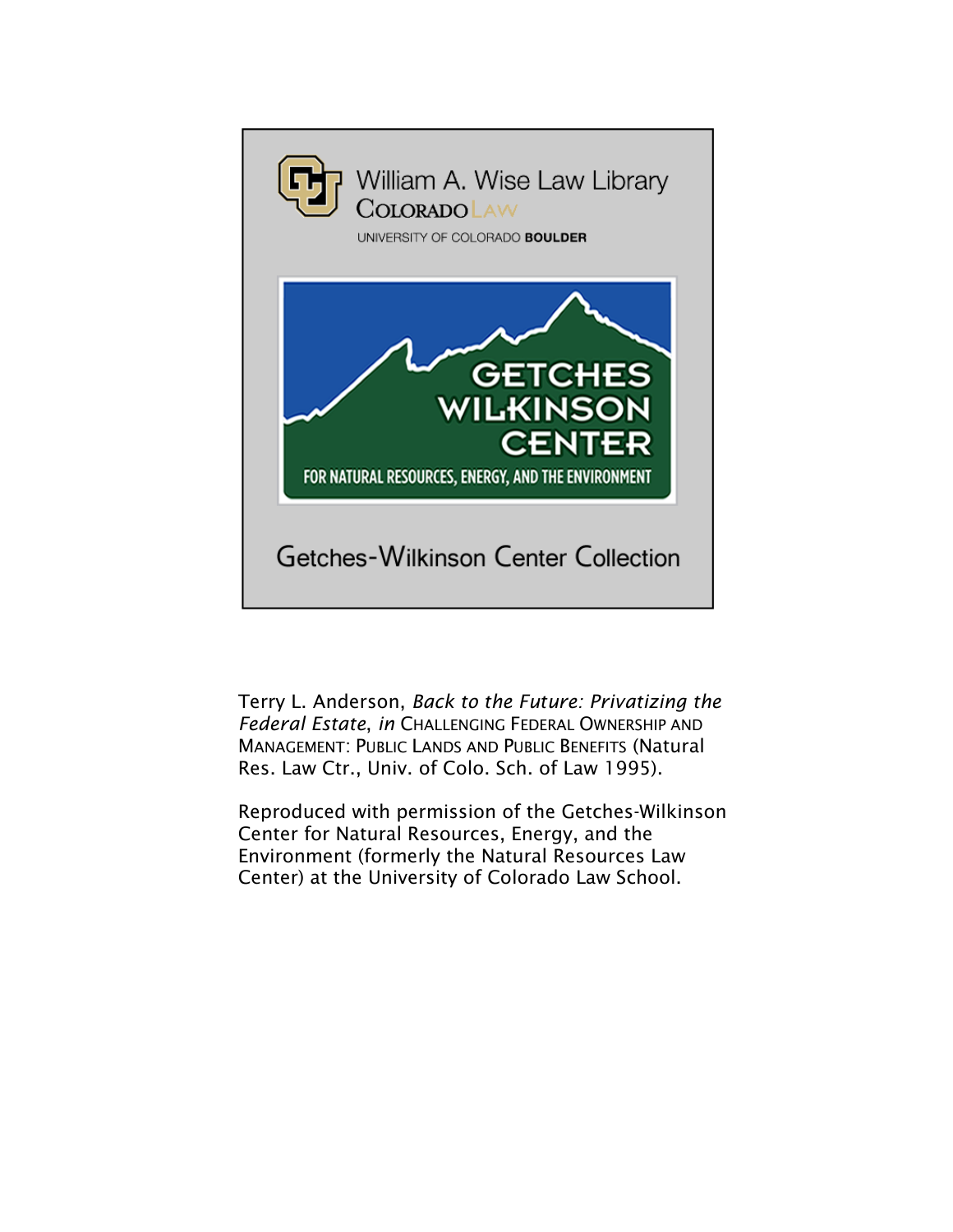William A. Wise Law Library
COLORADO LAW
UNIVERSITY OF COLORADO **BOULDER**

GETCHES WILKINSON CENTER
FOR NATURAL RESOURCES, ENERGY, AND THE ENVIRONMENT

Getches-Wilkinson Center Collection

Terry L. Anderson, *Back to the Future: Privatizing the Federal Estate*, *in* CHALLENGING FEDERAL OWNERSHIP AND MANAGEMENT: PUBLIC LANDS AND PUBLIC BENEFITS (Natural Res. Law Ctr., Univ. of Colo. Sch. of Law 1995).

Reproduced with permission of the Getches-Wilkinson Center for Natural Resources, Energy, and the Environment (formerly the Natural Resources Law Center) at the University of Colorado Law School.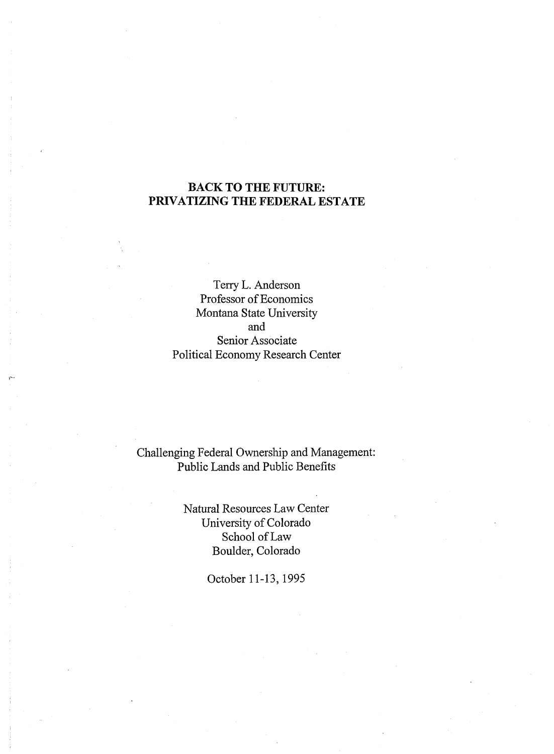# BACK TO THE FUTURE: PRIVATIZING THE FEDERAL ESTATE

Terry L. Anderson
Professor of Economics
Montana State University
and
Senior Associate
Political Economy Research Center

Challenging Federal Ownership and Management:
Public Lands and Public Benefits

Natural Resources Law Center
University of Colorado
School of Law
Boulder, Colorado

October 11-13, 1995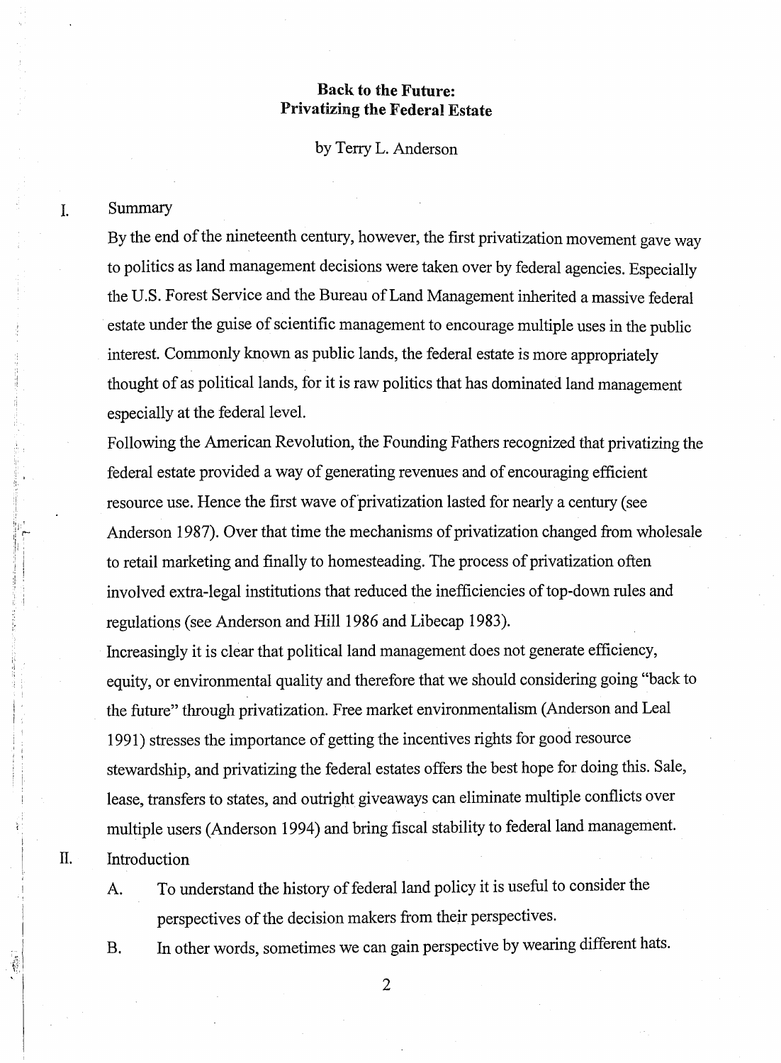## Back to the Future: Privatizing the Federal Estate

by Terry L. Anderson

I. Summary

By the end of the nineteenth century, however, the first privatization movement gave way to politics as land management decisions were taken over by federal agencies. Especially the U.S. Forest Service and the Bureau of Land Management inherited a massive federal estate under the guise of scientific management to encourage multiple uses in the public interest. Commonly known as public lands, the federal estate is more appropriately thought of as political lands, for it is raw politics that has dominated land management especially at the federal level.

Following the American Revolution, the Founding Fathers recognized that privatizing the federal estate provided a way of generating revenues and of encouraging efficient resource use. Hence the first wave of privatization lasted for nearly a century (see Anderson 1987). Over that time the mechanisms of privatization changed from wholesale to retail marketing and finally to homesteading. The process of privatization often involved extra-legal institutions that reduced the inefficiencies of top-down rules and regulations (see Anderson and Hill 1986 and Libecap 1983).

Increasingly it is clear that political land management does not generate efficiency, equity, or environmental quality and therefore that we should considering going "back to the future" through privatization. Free market environmentalism (Anderson and Leal 1991) stresses the importance of getting the incentives rights for good resource stewardship, and privatizing the federal estates offers the best hope for doing this. Sale, lease, transfers to states, and outright giveaways can eliminate multiple conflicts over multiple users (Anderson 1994) and bring fiscal stability to federal land management.

II. Introduction

A. To understand the history of federal land policy it is useful to consider the perspectives of the decision makers from their perspectives.

B. In other words, sometimes we can gain perspective by wearing different hats.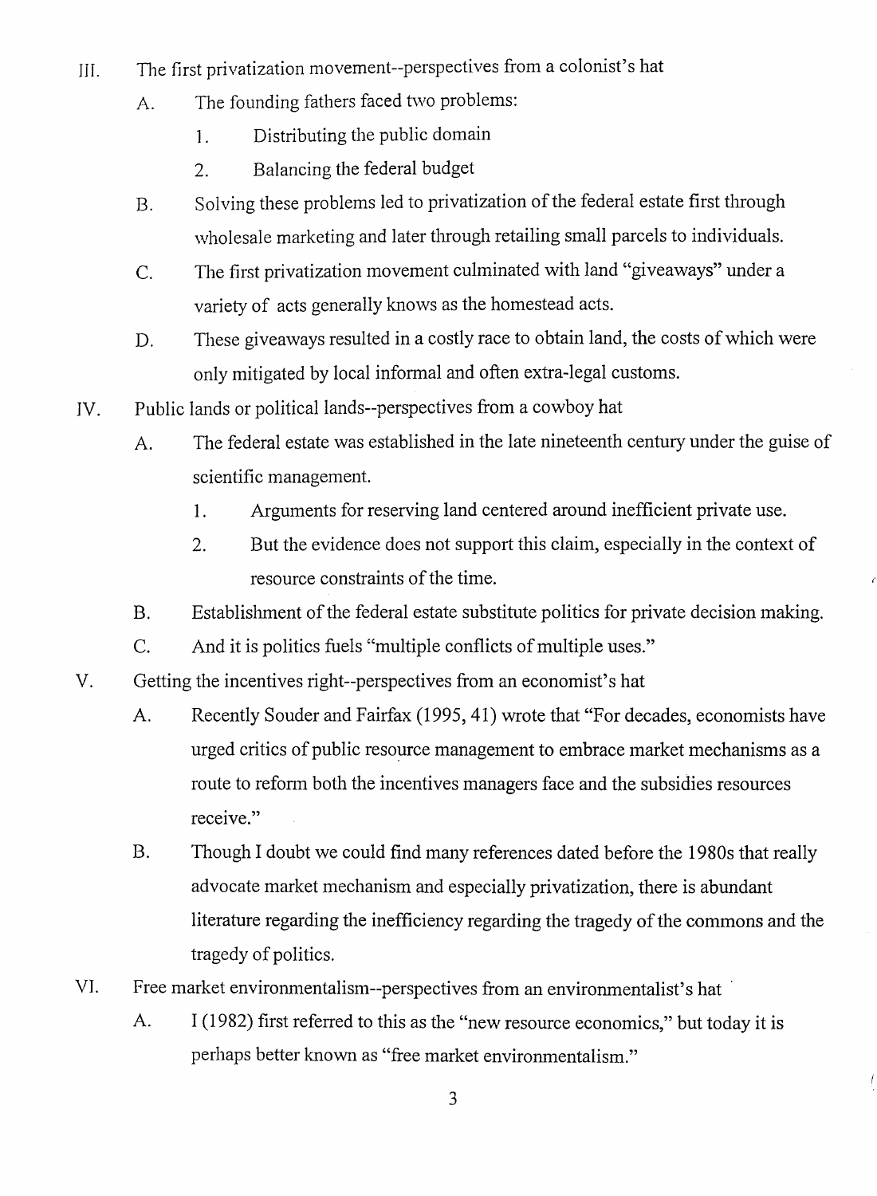III. The first privatization movement--perspectives from a colonist's hat

   A. The founding fathers faced two problems:

      1. Distributing the public domain

      2. Balancing the federal budget

   B. Solving these problems led to privatization of the federal estate first through wholesale marketing and later through retailing small parcels to individuals.

   C. The first privatization movement culminated with land "giveaways" under a variety of acts generally knows as the homestead acts.

   D. These giveaways resulted in a costly race to obtain land, the costs of which were only mitigated by local informal and often extra-legal customs.

IV. Public lands or political lands--perspectives from a cowboy hat

   A. The federal estate was established in the late nineteenth century under the guise of scientific management.

      1. Arguments for reserving land centered around inefficient private use.

      2. But the evidence does not support this claim, especially in the context of resource constraints of the time.

   B. Establishment of the federal estate substitute politics for private decision making.

   C. And it is politics fuels "multiple conflicts of multiple uses."

V. Getting the incentives right--perspectives from an economist's hat

   A. Recently Souder and Fairfax (1995, 41) wrote that "For decades, economists have urged critics of public resource management to embrace market mechanisms as a route to reform both the incentives managers face and the subsidies resources receive."

   B. Though I doubt we could find many references dated before the 1980s that really advocate market mechanism and especially privatization, there is abundant literature regarding the inefficiency regarding the tragedy of the commons and the tragedy of politics.

VI. Free market environmentalism--perspectives from an environmentalist's hat

   A. I (1982) first referred to this as the "new resource economics," but today it is perhaps better known as "free market environmentalism."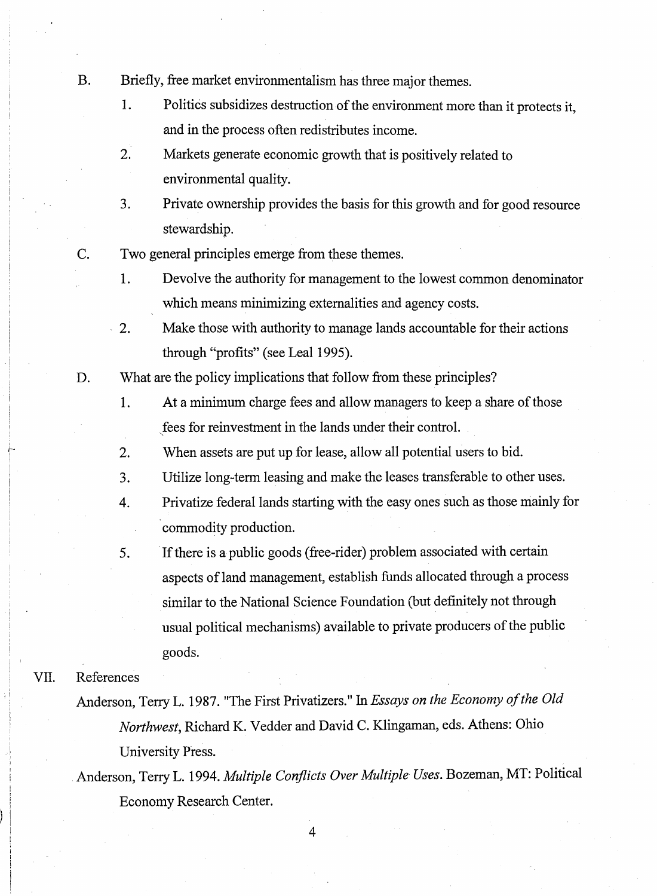B. Briefly, free market environmentalism has three major themes.

   1. Politics subsidizes destruction of the environment more than it protects it, and in the process often redistributes income.
   2. Markets generate economic growth that is positively related to environmental quality.
   3. Private ownership provides the basis for this growth and for good resource stewardship.

C. Two general principles emerge from these themes.

   1. Devolve the authority for management to the lowest common denominator which means minimizing externalities and agency costs.
   2. Make those with authority to manage lands accountable for their actions through "profits" (see Leal 1995).

D. What are the policy implications that follow from these principles?

   1. At a minimum charge fees and allow managers to keep a share of those fees for reinvestment in the lands under their control.
   2. When assets are put up for lease, allow all potential users to bid.
   3. Utilize long-term leasing and make the leases transferable to other uses.
   4. Privatize federal lands starting with the easy ones such as those mainly for commodity production.
   5. If there is a public goods (free-rider) problem associated with certain aspects of land management, establish funds allocated through a process similar to the National Science Foundation (but definitely not through usual political mechanisms) available to private producers of the public goods.

## VII. References

Anderson, Terry L. 1987. "The First Privatizers." In *Essays on the Economy of the Old Northwest*, Richard K. Vedder and David C. Klingaman, eds. Athens: Ohio University Press.

Anderson, Terry L. 1994. *Multiple Conflicts Over Multiple Uses*. Bozeman, MT: Political Economy Research Center.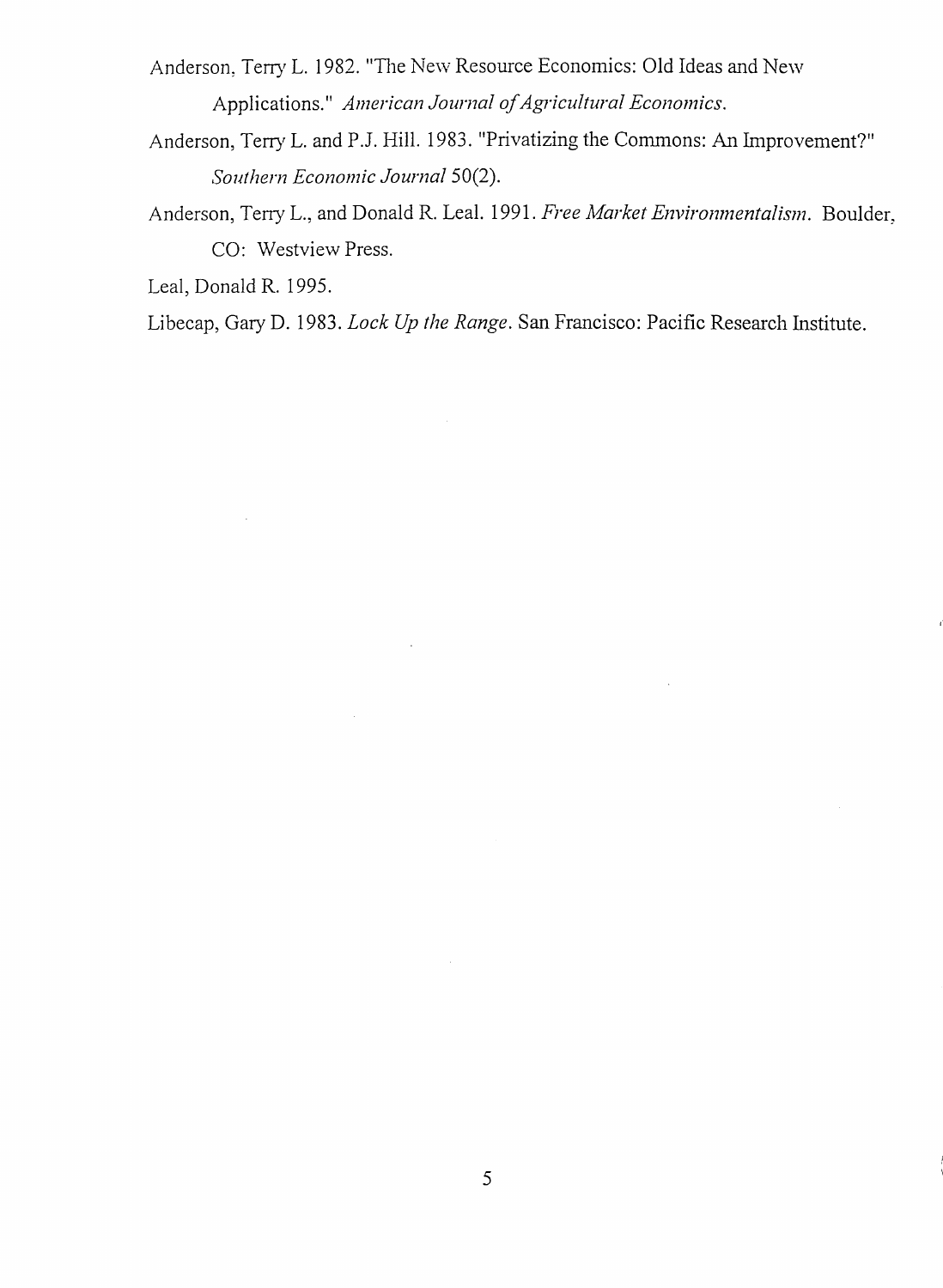Anderson, Terry L. 1982. "The New Resource Economics: Old Ideas and New Applications." *American Journal of Agricultural Economics*.

Anderson, Terry L. and P.J. Hill. 1983. "Privatizing the Commons: An Improvement?" *Southern Economic Journal* 50(2).

Anderson, Terry L., and Donald R. Leal. 1991. *Free Market Environmentalism*. Boulder, CO: Westview Press.

Leal, Donald R. 1995.

Libecap, Gary D. 1983. *Lock Up the Range*. San Francisco: Pacific Research Institute.